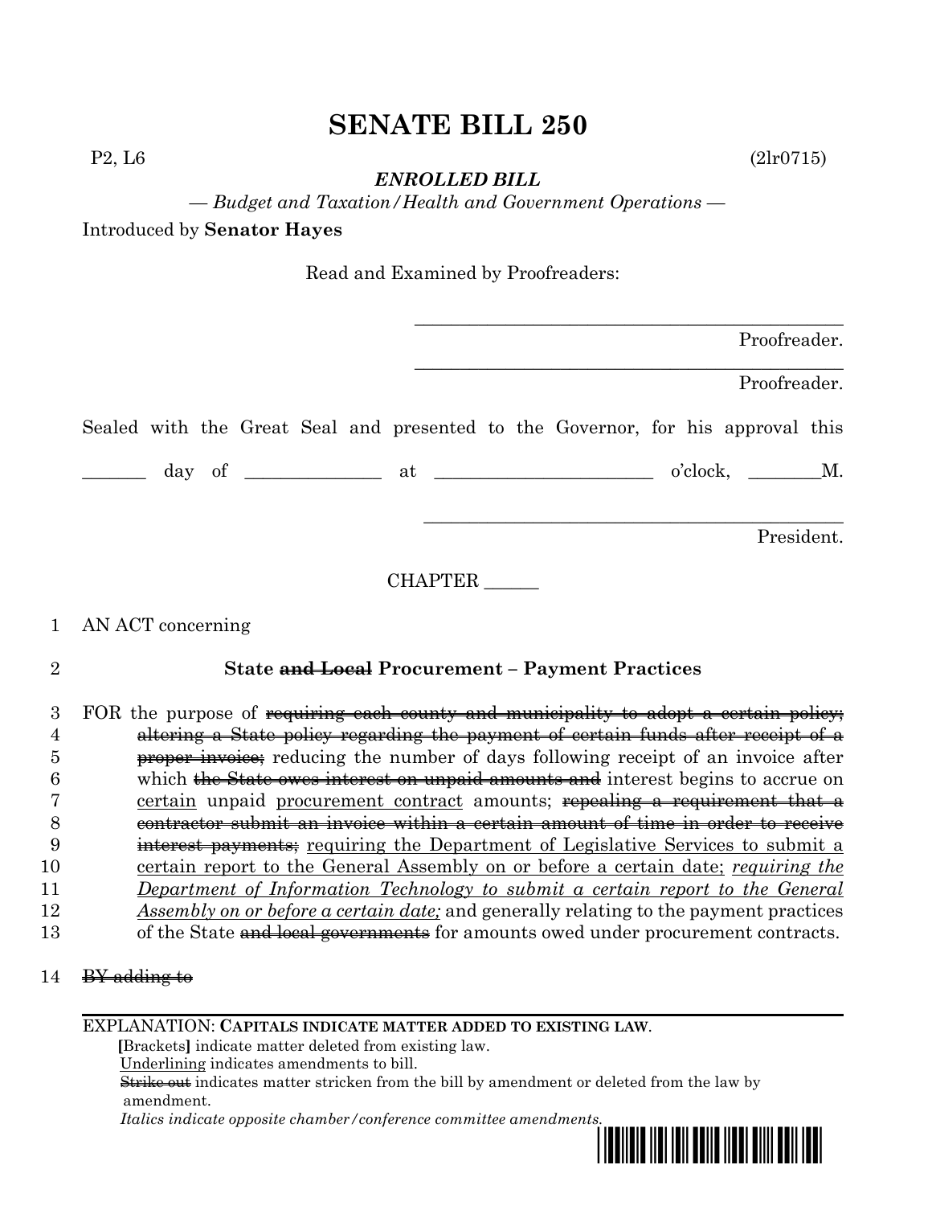# SENATE BILL 250

P2, L6 (2lr0715)

***ENROLLED BILL***

*— Budget and Taxation/Health and Government Operations —*

Introduced by **Senator Hayes**

Read and Examined by Proofreaders:

_______________________________________________ Proofreader.

_______________________________________________ Proofreader.

Sealed with the Great Seal and presented to the Governor, for his approval this

_______ day of ______________ at ________________________ o'clock, ________M.

_______________________________________________ President.

CHAPTER ______

1 AN ACT concerning

2 **State ~~and Local~~ Procurement – Payment Practices**

3 FOR the purpose of ~~requiring each county and municipality to adopt a certain policy;~~
4 ~~altering a State policy regarding the payment of certain funds after receipt of a~~
5 ~~proper invoice;~~ reducing the number of days following receipt of an invoice after
6 which ~~the State owes interest on unpaid amounts and~~ interest begins to accrue on
7 <u>certain</u> unpaid <u>procurement contract</u> amounts; ~~repealing a requirement that a~~
8 ~~contractor submit an invoice within a certain amount of time in order to receive~~
9 ~~interest payments;~~ <u>requiring the Department of Legislative Services to submit a</u>
10 <u>certain report to the General Assembly on or before a certain date;</u> <u>*requiring the*</u>
11 <u>*Department of Information Technology to submit a certain report to the General*</u>
12 <u>*Assembly on or before a certain date;*</u> and generally relating to the payment practices
13 of the State ~~and local governments~~ for amounts owed under procurement contracts.

14 ~~BY adding to~~

EXPLANATION: **CAPITALS INDICATE MATTER ADDED TO EXISTING LAW.**
**[**Brackets**]** indicate matter deleted from existing law.
<u>Underlining</u> indicates amendments to bill.
~~Strike out~~ indicates matter stricken from the bill by amendment or deleted from the law by amendment.
*Italics indicate opposite chamber/conference committee amendments.*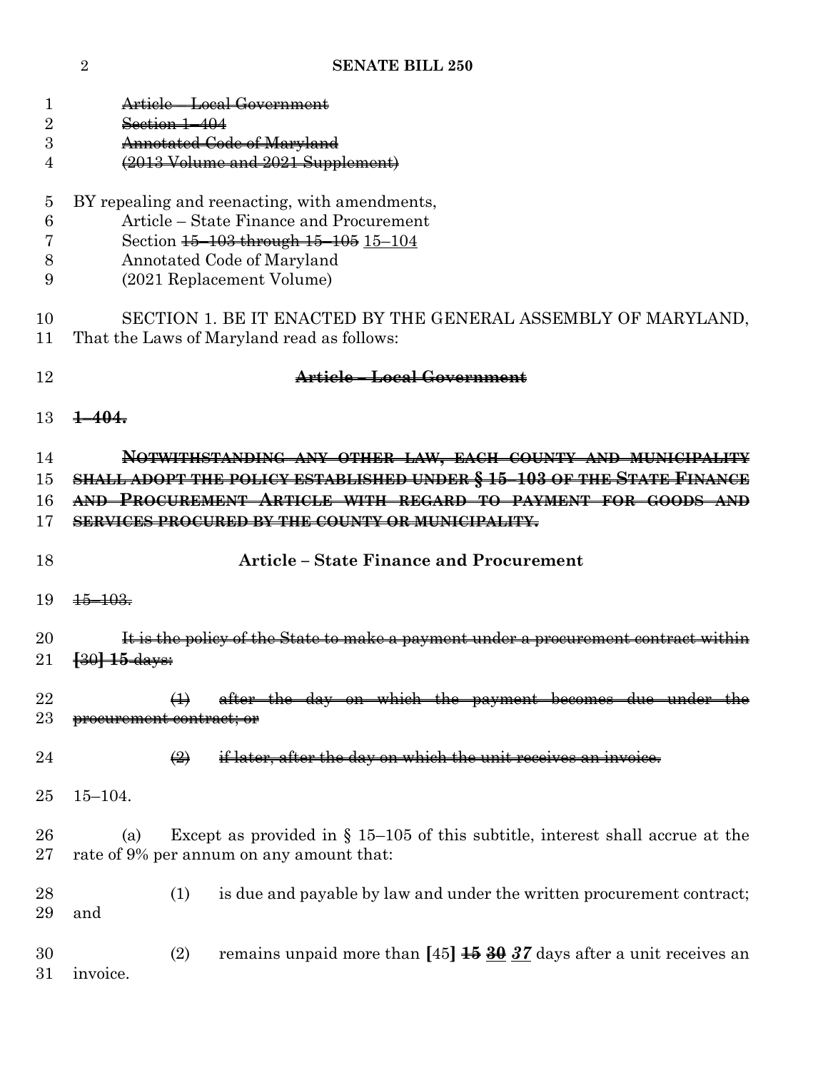~~Article – Local Government~~
~~Section 1–404~~
~~Annotated Code of Maryland~~
~~(2013 Volume and 2021 Supplement)~~

BY repealing and reenacting, with amendments,
Article – State Finance and Procurement
Section ~~15–103 through 15–105~~ 15–104
Annotated Code of Maryland
(2021 Replacement Volume)

SECTION 1. BE IT ENACTED BY THE GENERAL ASSEMBLY OF MARYLAND, That the Laws of Maryland read as follows:

**~~Article – Local Government~~**

**~~1–404.~~**

**~~NOTWITHSTANDING ANY OTHER LAW, EACH COUNTY AND MUNICIPALITY SHALL ADOPT THE POLICY ESTABLISHED UNDER § 15–103 OF THE STATE FINANCE AND PROCUREMENT ARTICLE WITH REGARD TO PAYMENT FOR GOODS AND SERVICES PROCURED BY THE COUNTY OR MUNICIPALITY.~~**

**Article – State Finance and Procurement**

~~15–103.~~

~~It is the policy of the State to make a payment under a procurement contract within **[**30**] 15** days:~~

~~(1) after the day on which the payment becomes due under the procurement contract; or~~

~~(2) if later, after the day on which the unit receives an invoice.~~

15–104.

(a) Except as provided in § 15–105 of this subtitle, interest shall accrue at the rate of 9% per annum on any amount that:

(1) is due and payable by law and under the written procurement contract; and

(2) remains unpaid more than **[**45**]** ~~**15**~~ ~~**30**~~ ***37*** days after a unit receives an invoice.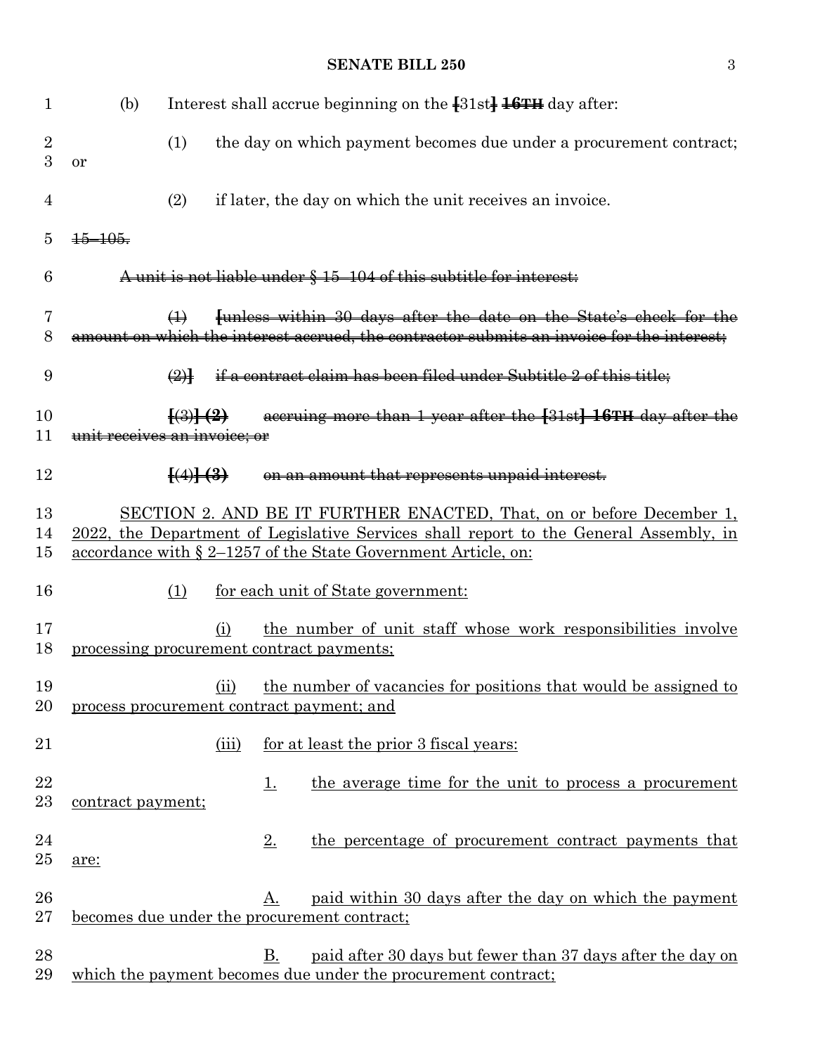(b) Interest shall accrue beginning on the [31st] ~~16TH~~ day after:

(1) the day on which payment becomes due under a procurement contract; or

(2) if later, the day on which the unit receives an invoice.

~~15–105.~~

~~A unit is not liable under § 15–104 of this subtitle for interest:~~

~~(1) [unless within 30 days after the date on the State's check for the amount on which the interest accrued, the contractor submits an invoice for the interest;~~

~~(2)] if a contract claim has been filed under Subtitle 2 of this title;~~

~~[(3)] (2) accruing more than 1 year after the [31st] 16TH day after the unit receives an invoice; or~~

~~[(4)] (3) on an amount that represents unpaid interest.~~

SECTION 2. AND BE IT FURTHER ENACTED, That, on or before December 1, 2022, the Department of Legislative Services shall report to the General Assembly, in accordance with § 2–1257 of the State Government Article, on:

(1) for each unit of State government:

(i) the number of unit staff whose work responsibilities involve processing procurement contract payments;

(ii) the number of vacancies for positions that would be assigned to process procurement contract payment; and

(iii) for at least the prior 3 fiscal years:

1. the average time for the unit to process a procurement contract payment;

2. the percentage of procurement contract payments that are:

A. paid within 30 days after the day on which the payment becomes due under the procurement contract;

B. paid after 30 days but fewer than 37 days after the day on which the payment becomes due under the procurement contract;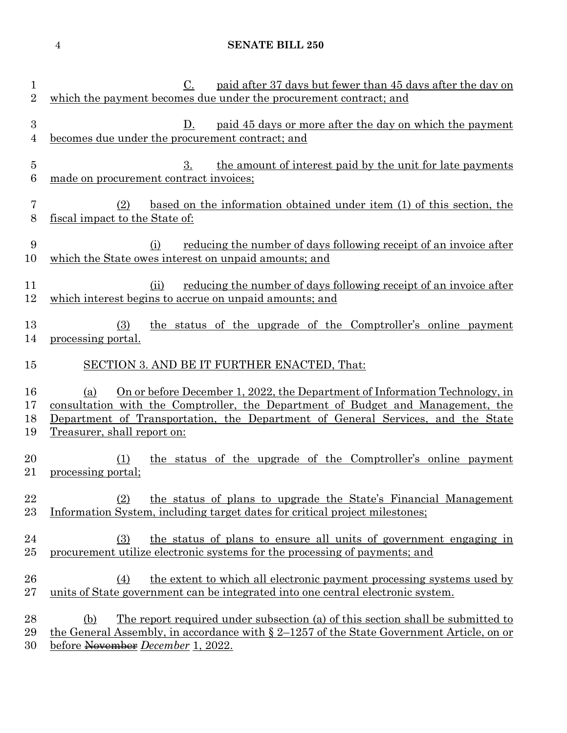C. paid after 37 days but fewer than 45 days after the day on which the payment becomes due under the procurement contract; and

D. paid 45 days or more after the day on which the payment becomes due under the procurement contract; and

3. the amount of interest paid by the unit for late payments made on procurement contract invoices;

(2) based on the information obtained under item (1) of this section, the fiscal impact to the State of:

(i) reducing the number of days following receipt of an invoice after which the State owes interest on unpaid amounts; and

(ii) reducing the number of days following receipt of an invoice after which interest begins to accrue on unpaid amounts; and

(3) the status of the upgrade of the Comptroller's online payment processing portal.

SECTION 3. AND BE IT FURTHER ENACTED, That:

(a) On or before December 1, 2022, the Department of Information Technology, in consultation with the Comptroller, the Department of Budget and Management, the Department of Transportation, the Department of General Services, and the State Treasurer, shall report on:

(1) the status of the upgrade of the Comptroller's online payment processing portal;

(2) the status of plans to upgrade the State's Financial Management Information System, including target dates for critical project milestones;

(3) the status of plans to ensure all units of government engaging in procurement utilize electronic systems for the processing of payments; and

(4) the extent to which all electronic payment processing systems used by units of State government can be integrated into one central electronic system.

(b) The report required under subsection (a) of this section shall be submitted to the General Assembly, in accordance with § 2–1257 of the State Government Article, on or before ~~November~~ *December* 1, 2022.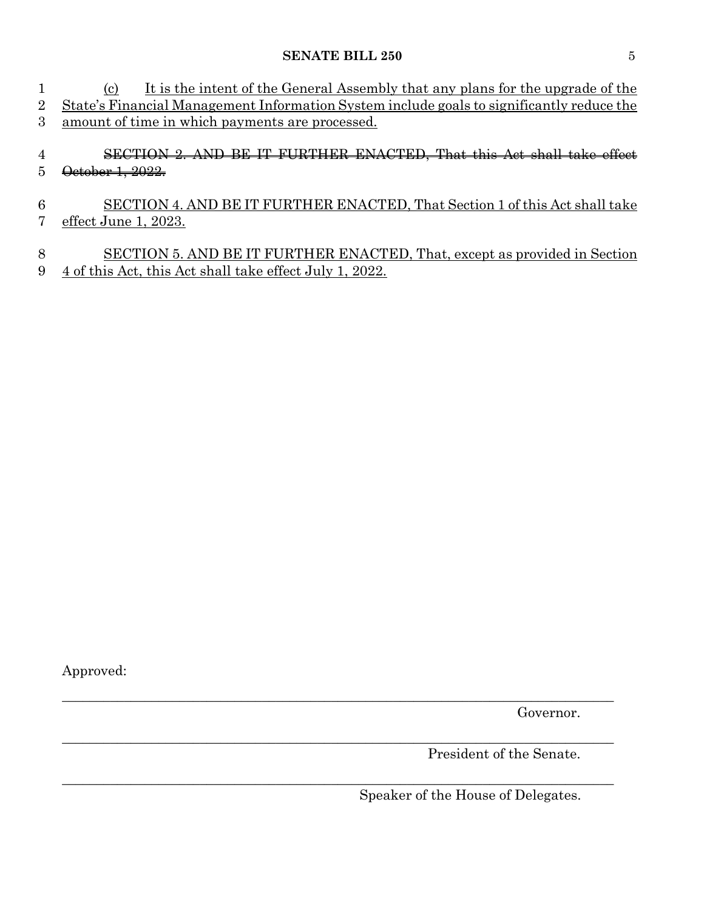(c) It is the intent of the General Assembly that any plans for the upgrade of the State's Financial Management Information System include goals to significantly reduce the amount of time in which payments are processed.

~~SECTION 2. AND BE IT FURTHER ENACTED, That this Act shall take effect October 1, 2022.~~

SECTION 4. AND BE IT FURTHER ENACTED, That Section 1 of this Act shall take effect June 1, 2023.

SECTION 5. AND BE IT FURTHER ENACTED, That, except as provided in Section 4 of this Act, this Act shall take effect July 1, 2022.

Approved:

________________________________________________
Governor.

________________________________________________
President of the Senate.

________________________________________________
Speaker of the House of Delegates.